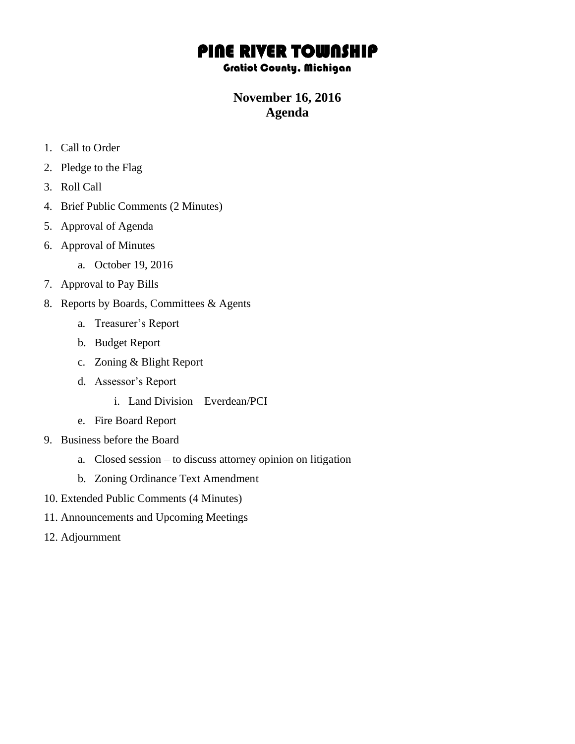# PINE RIVER TOWNSHIP

**Gratiot County, Michigan**

## November 16, 2016
## Agenda

1. Call to Order
2. Pledge to the Flag
3. Roll Call
4. Brief Public Comments (2 Minutes)
5. Approval of Agenda
6. Approval of Minutes
    a. October 19, 2016
7. Approval to Pay Bills
8. Reports by Boards, Committees & Agents
    a. Treasurer's Report
    b. Budget Report
    c. Zoning & Blight Report
    d. Assessor's Report
        i. Land Division – Everdean/PCI
    e. Fire Board Report
9. Business before the Board
    a. Closed session – to discuss attorney opinion on litigation
    b. Zoning Ordinance Text Amendment
10. Extended Public Comments (4 Minutes)
11. Announcements and Upcoming Meetings
12. Adjournment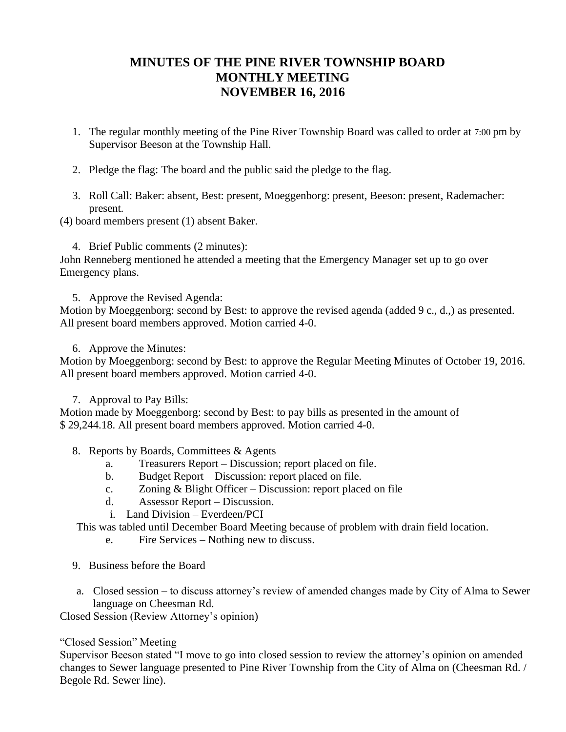# MINUTES OF THE PINE RIVER TOWNSHIP BOARD MONTHLY MEETING NOVEMBER 16, 2016

1. The regular monthly meeting of the Pine River Township Board was called to order at 7:00 pm by Supervisor Beeson at the Township Hall.

2. Pledge the flag: The board and the public said the pledge to the flag.

3. Roll Call: Baker: absent, Best: present, Moeggenborg: present, Beeson: present, Rademacher: present.

(4) board members present (1) absent Baker.

4. Brief Public comments (2 minutes):

John Renneberg mentioned he attended a meeting that the Emergency Manager set up to go over Emergency plans.

5. Approve the Revised Agenda:

Motion by Moeggenborg: second by Best: to approve the revised agenda (added 9 c., d.,) as presented. All present board members approved. Motion carried 4-0.

6. Approve the Minutes:

Motion by Moeggenborg: second by Best: to approve the Regular Meeting Minutes of October 19, 2016. All present board members approved. Motion carried 4-0.

7. Approval to Pay Bills:

Motion made by Moeggenborg: second by Best: to pay bills as presented in the amount of $ 29,244.18. All present board members approved. Motion carried 4-0.

8. Reports by Boards, Committees & Agents
   a. Treasurers Report – Discussion; report placed on file.
   b. Budget Report – Discussion: report placed on file.
   c. Zoning & Blight Officer – Discussion: report placed on file
   d. Assessor Report – Discussion.
      i. Land Division – Everdeen/PCI

   This was tabled until December Board Meeting because of problem with drain field location.

   e. Fire Services – Nothing new to discuss.

9. Business before the Board

   a. Closed session – to discuss attorney's review of amended changes made by City of Alma to Sewer language on Cheesman Rd.

Closed Session (Review Attorney's opinion)

"Closed Session" Meeting

Supervisor Beeson stated "I move to go into closed session to review the attorney's opinion on amended changes to Sewer language presented to Pine River Township from the City of Alma on (Cheesman Rd. / Begole Rd. Sewer line).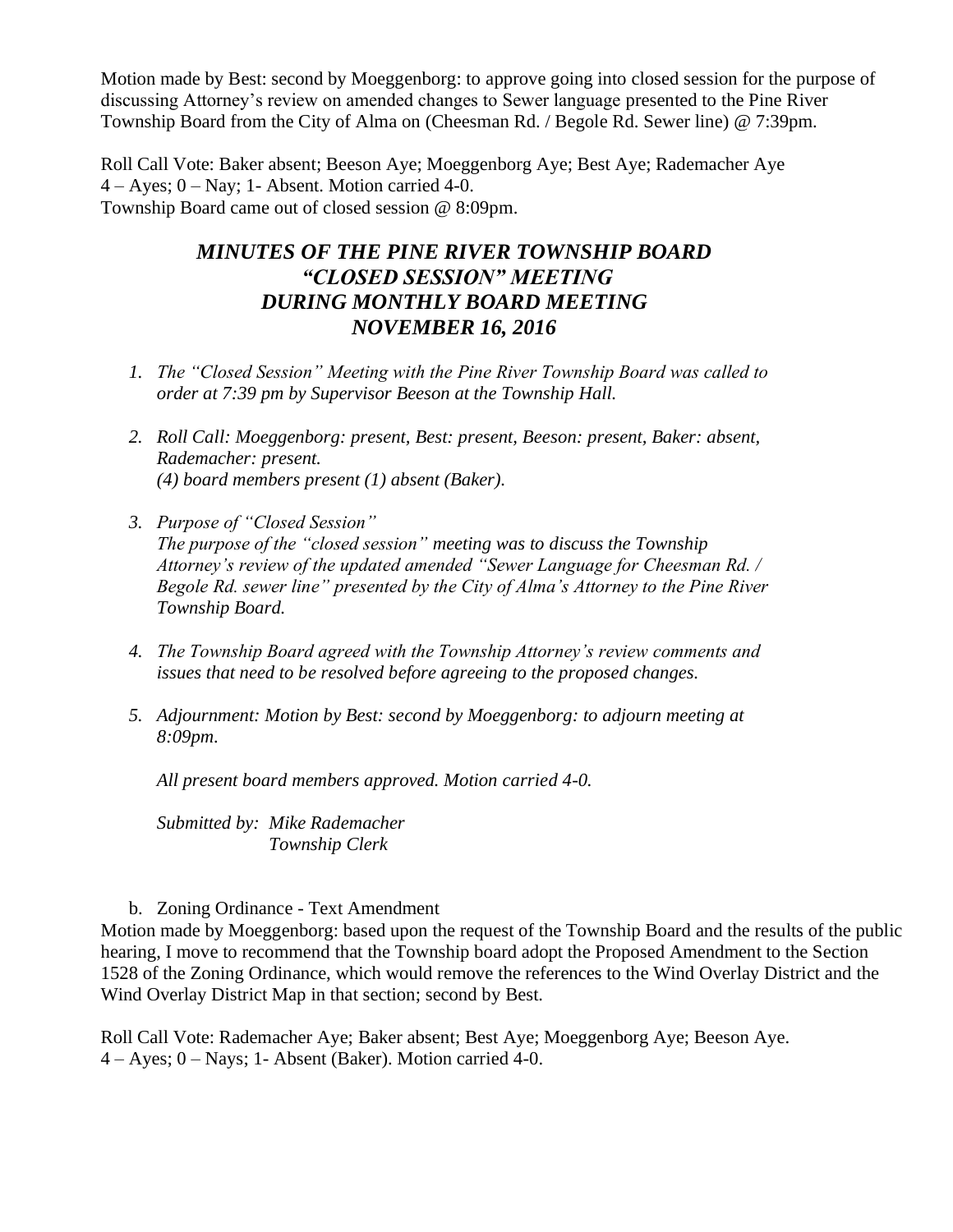Motion made by Best: second by Moeggenborg: to approve going into closed session for the purpose of discussing Attorney's review on amended changes to Sewer language presented to the Pine River Township Board from the City of Alma on (Cheesman Rd. / Begole Rd. Sewer line) @ 7:39pm.

Roll Call Vote: Baker absent; Beeson Aye; Moeggenborg Aye; Best Aye; Rademacher Aye
4 – Ayes; 0 – Nay; 1- Absent. Motion carried 4-0.
Township Board came out of closed session @ 8:09pm.

## *MINUTES OF THE PINE RIVER TOWNSHIP BOARD "CLOSED SESSION" MEETING DURING MONTHLY BOARD MEETING NOVEMBER 16, 2016*

1. *The "Closed Session" Meeting with the Pine River Township Board was called to order at 7:39 pm by Supervisor Beeson at the Township Hall.*

2. *Roll Call: Moeggenborg: present, Best: present, Beeson: present, Baker: absent, Rademacher: present.*
   *(4) board members present (1) absent (Baker).*

3. *Purpose of "Closed Session"*
   *The purpose of the "closed session" meeting was to discuss the Township Attorney's review of the updated amended "Sewer Language for Cheesman Rd. / Begole Rd. sewer line" presented by the City of Alma's Attorney to the Pine River Township Board.*

4. *The Township Board agreed with the Township Attorney's review comments and issues that need to be resolved before agreeing to the proposed changes.*

5. *Adjournment: Motion by Best: second by Moeggenborg: to adjourn meeting at 8:09pm.*

   *All present board members approved. Motion carried 4-0.*

   *Submitted by: Mike Rademacher*
   *Township Clerk*

b. Zoning Ordinance - Text Amendment

Motion made by Moeggenborg: based upon the request of the Township Board and the results of the public hearing, I move to recommend that the Township board adopt the Proposed Amendment to the Section 1528 of the Zoning Ordinance, which would remove the references to the Wind Overlay District and the Wind Overlay District Map in that section; second by Best.

Roll Call Vote: Rademacher Aye; Baker absent; Best Aye; Moeggenborg Aye; Beeson Aye.
4 – Ayes; 0 – Nays; 1- Absent (Baker). Motion carried 4-0.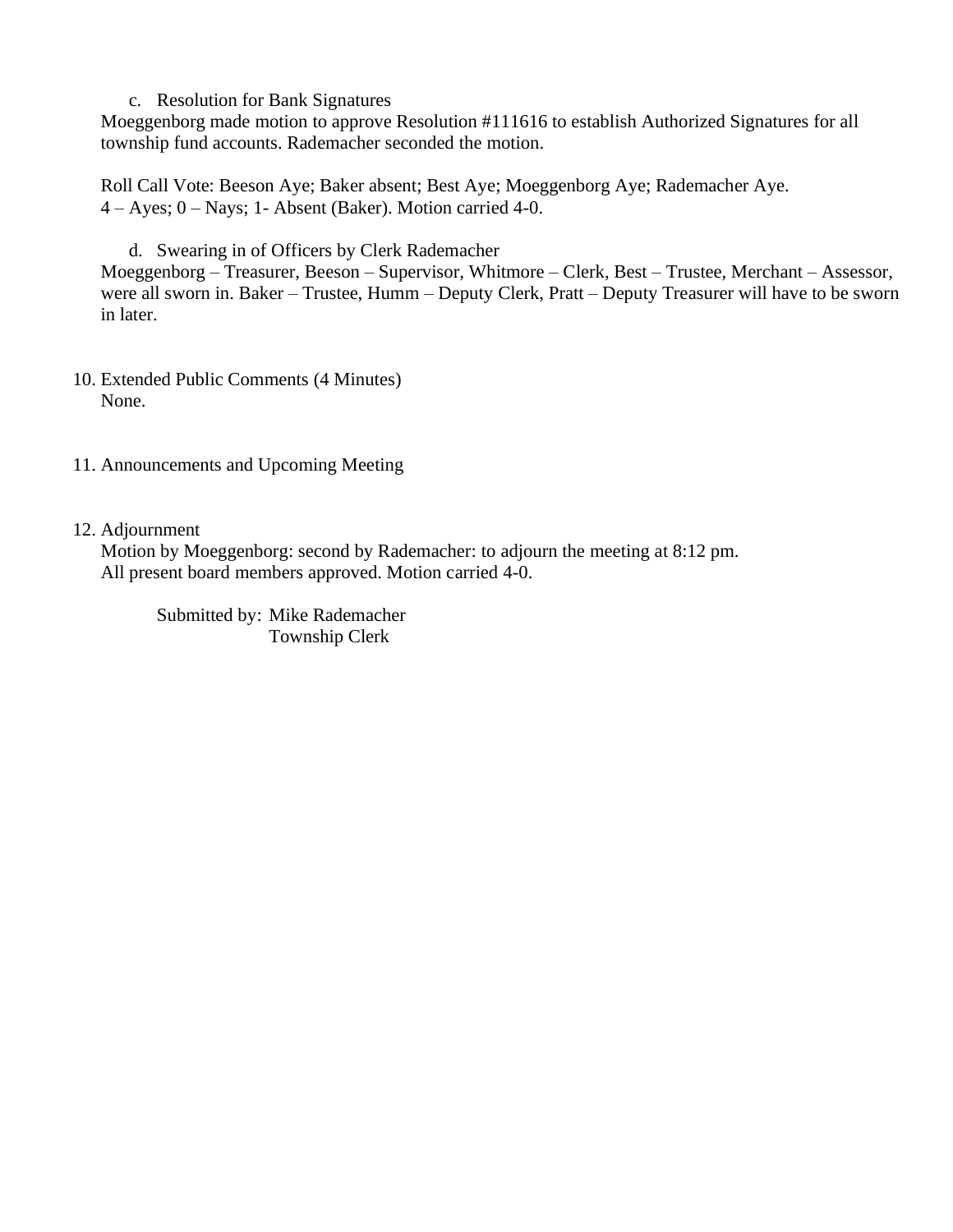c. Resolution for Bank Signatures

Moeggenborg made motion to approve Resolution #111616 to establish Authorized Signatures for all township fund accounts. Rademacher seconded the motion.

Roll Call Vote: Beeson Aye; Baker absent; Best Aye; Moeggenborg Aye; Rademacher Aye.
4 – Ayes; 0 – Nays; 1- Absent (Baker). Motion carried 4-0.

d. Swearing in of Officers by Clerk Rademacher

Moeggenborg – Treasurer, Beeson – Supervisor, Whitmore – Clerk, Best – Trustee, Merchant – Assessor, were all sworn in. Baker – Trustee, Humm – Deputy Clerk, Pratt – Deputy Treasurer will have to be sworn in later.

10. Extended Public Comments (4 Minutes)
    None.

11. Announcements and Upcoming Meeting

12. Adjournment
    Motion by Moeggenborg: second by Rademacher: to adjourn the meeting at 8:12 pm.
    All present board members approved. Motion carried 4-0.

Submitted by: Mike Rademacher
Township Clerk